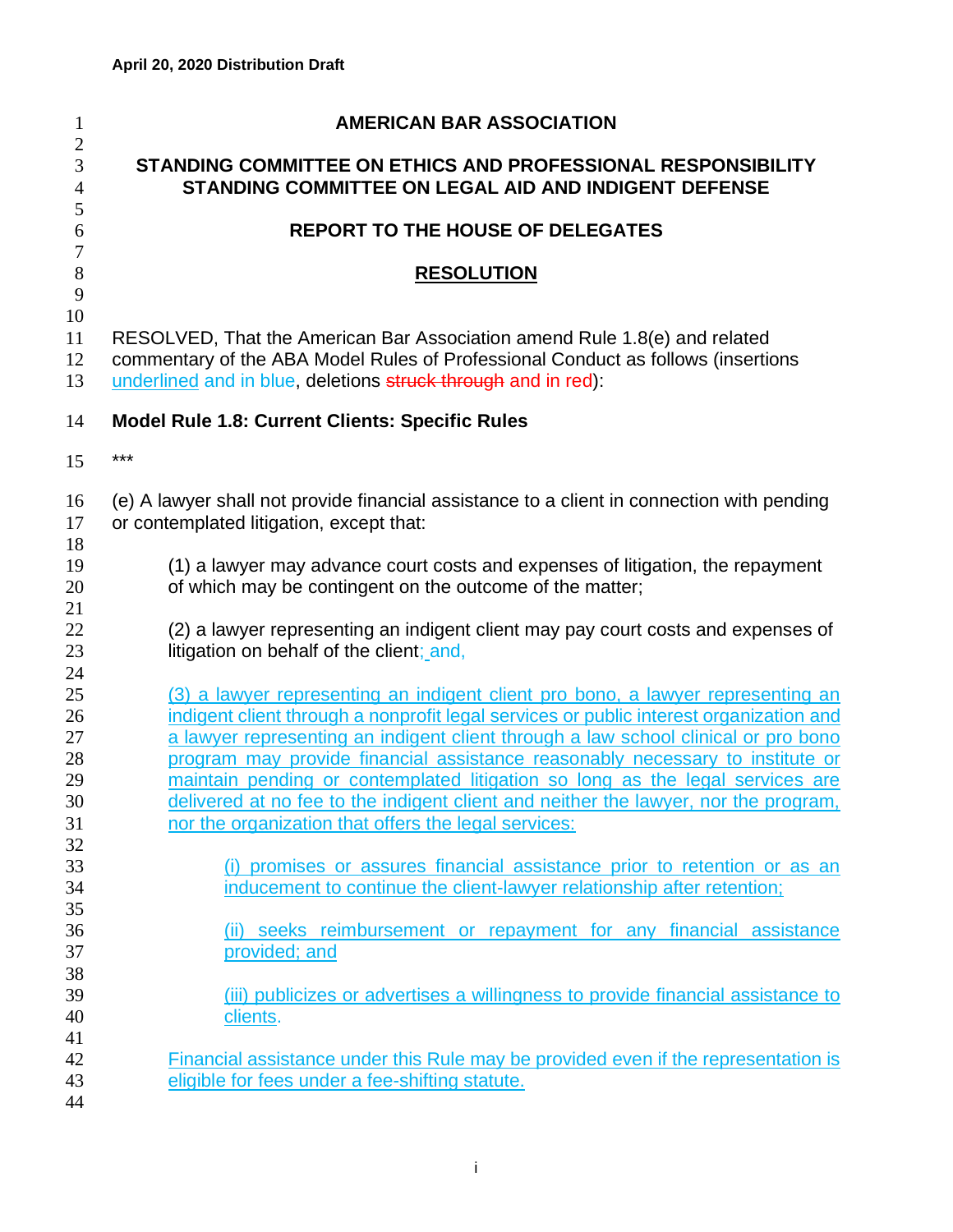**April 20, 2020 Distribution Draft**

# AMERICAN BAR ASSOCIATION

## STANDING COMMITTEE ON ETHICS AND PROFESSIONAL RESPONSIBILITY
## STANDING COMMITTEE ON LEGAL AID AND INDIGENT DEFENSE

## REPORT TO THE HOUSE OF DELEGATES

## RESOLUTION

RESOLVED, That the American Bar Association amend Rule 1.8(e) and related commentary of the ABA Model Rules of Professional Conduct as follows (insertions underlined and in blue, deletions ~~struck through~~ and in red):

**Model Rule 1.8: Current Clients: Specific Rules**

***

(e) A lawyer shall not provide financial assistance to a client in connection with pending or contemplated litigation, except that:

> (1) a lawyer may advance court costs and expenses of litigation, the repayment of which may be contingent on the outcome of the matter;
>
> (2) a lawyer representing an indigent client may pay court costs and expenses of litigation on behalf of the client; and,
>
> (3) a lawyer representing an indigent client pro bono, a lawyer representing an indigent client through a nonprofit legal services or public interest organization and a lawyer representing an indigent client through a law school clinical or pro bono program may provide financial assistance reasonably necessary to institute or maintain pending or contemplated litigation so long as the legal services are delivered at no fee to the indigent client and neither the lawyer, nor the program, nor the organization that offers the legal services:
>
> > (i) promises or assures financial assistance prior to retention or as an inducement to continue the client-lawyer relationship after retention;
> >
> > (ii) seeks reimbursement or repayment for any financial assistance provided; and
> >
> > (iii) publicizes or advertises a willingness to provide financial assistance to clients.
>
> Financial assistance under this Rule may be provided even if the representation is eligible for fees under a fee-shifting statute.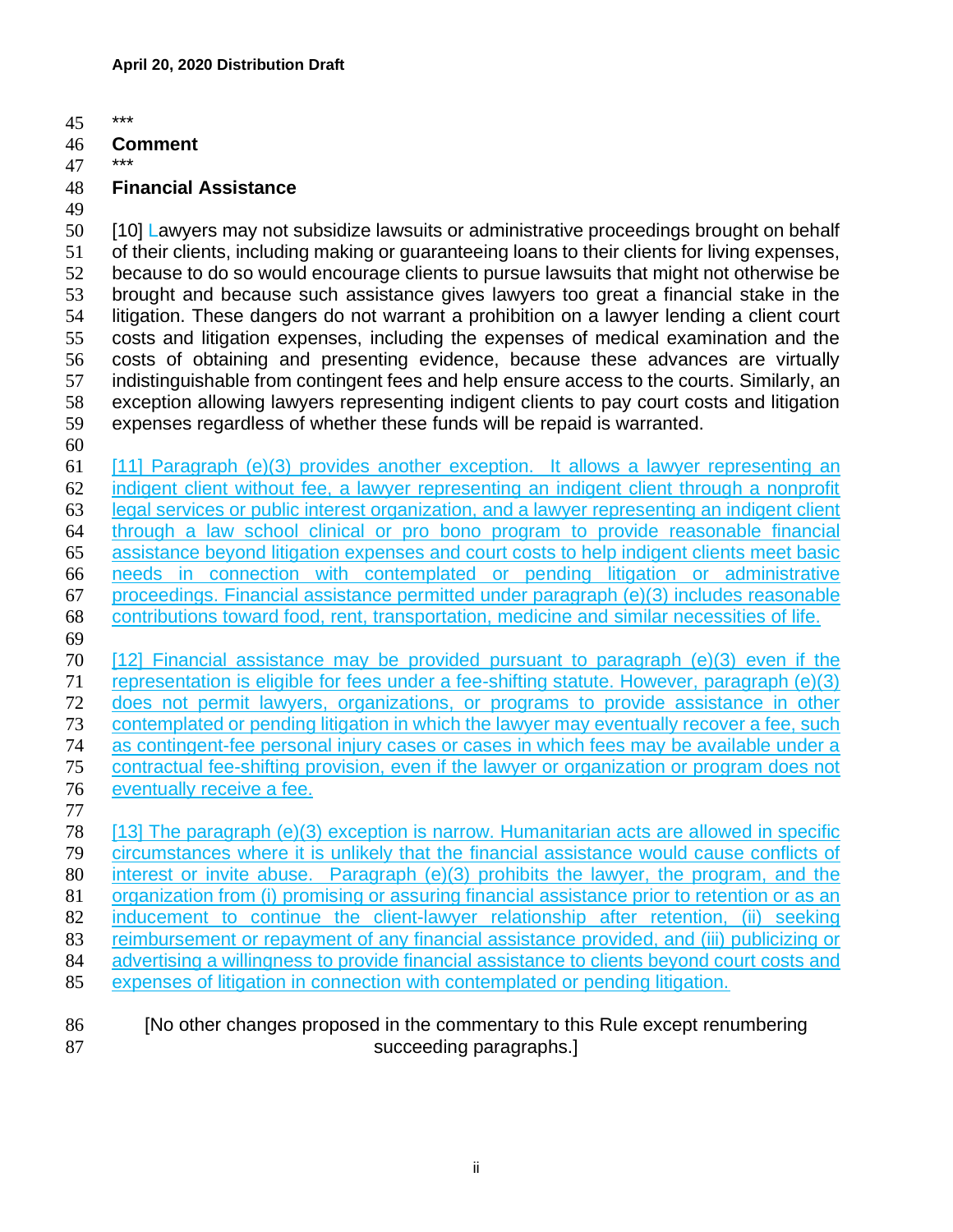\*\*\*

## Comment

\*\*\*

### Financial Assistance

[10] Lawyers may not subsidize lawsuits or administrative proceedings brought on behalf of their clients, including making or guaranteeing loans to their clients for living expenses, because to do so would encourage clients to pursue lawsuits that might not otherwise be brought and because such assistance gives lawyers too great a financial stake in the litigation. These dangers do not warrant a prohibition on a lawyer lending a client court costs and litigation expenses, including the expenses of medical examination and the costs of obtaining and presenting evidence, because these advances are virtually indistinguishable from contingent fees and help ensure access to the courts. Similarly, an exception allowing lawyers representing indigent clients to pay court costs and litigation expenses regardless of whether these funds will be repaid is warranted.

<u>[11] Paragraph (e)(3) provides another exception. It allows a lawyer representing an indigent client without fee, a lawyer representing an indigent client through a nonprofit legal services or public interest organization, and a lawyer representing an indigent client through a law school clinical or pro bono program to provide reasonable financial assistance beyond litigation expenses and court costs to help indigent clients meet basic needs in connection with contemplated or pending litigation or administrative proceedings. Financial assistance permitted under paragraph (e)(3) includes reasonable contributions toward food, rent, transportation, medicine and similar necessities of life.</u>

<u>[12] Financial assistance may be provided pursuant to paragraph (e)(3) even if the representation is eligible for fees under a fee-shifting statute. However, paragraph (e)(3) does not permit lawyers, organizations, or programs to provide assistance in other contemplated or pending litigation in which the lawyer may eventually recover a fee, such as contingent-fee personal injury cases or cases in which fees may be available under a contractual fee-shifting provision, even if the lawyer or organization or program does not eventually receive a fee.</u>

<u>[13] The paragraph (e)(3) exception is narrow. Humanitarian acts are allowed in specific circumstances where it is unlikely that the financial assistance would cause conflicts of interest or invite abuse. Paragraph (e)(3) prohibits the lawyer, the program, and the organization from (i) promising or assuring financial assistance prior to retention or as an inducement to continue the client-lawyer relationship after retention, (ii) seeking reimbursement or repayment of any financial assistance provided, and (iii) publicizing or advertising a willingness to provide financial assistance to clients beyond court costs and expenses of litigation in connection with contemplated or pending litigation.</u>

[No other changes proposed in the commentary to this Rule except renumbering succeeding paragraphs.]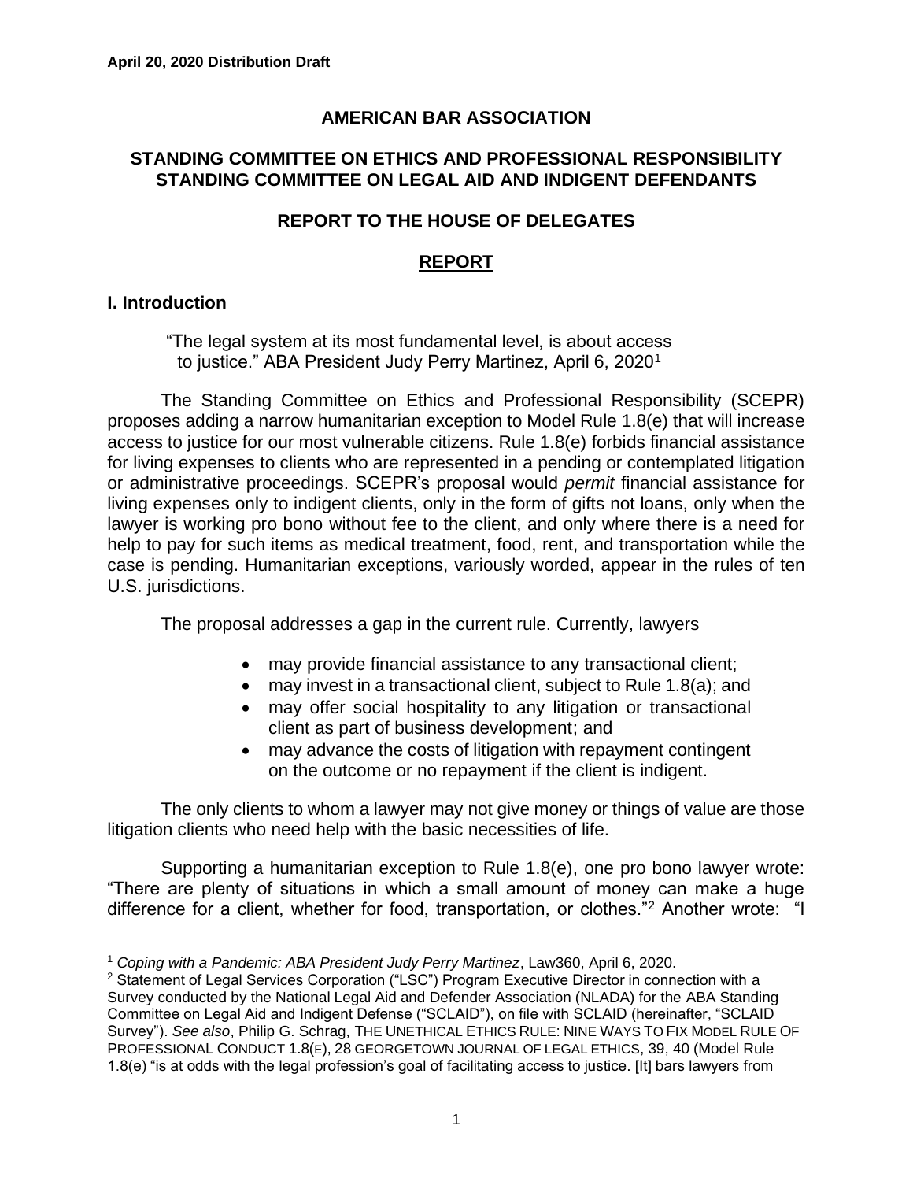**April 20, 2020 Distribution Draft**

**AMERICAN BAR ASSOCIATION**

**STANDING COMMITTEE ON ETHICS AND PROFESSIONAL RESPONSIBILITY**
**STANDING COMMITTEE ON LEGAL AID AND INDIGENT DEFENDANTS**

**REPORT TO THE HOUSE OF DELEGATES**

# REPORT

## I. Introduction

"The legal system at its most fundamental level, is about access to justice." ABA President Judy Perry Martinez, April 6, 2020[1]

The Standing Committee on Ethics and Professional Responsibility (SCEPR) proposes adding a narrow humanitarian exception to Model Rule 1.8(e) that will increase access to justice for our most vulnerable citizens. Rule 1.8(e) forbids financial assistance for living expenses to clients who are represented in a pending or contemplated litigation or administrative proceedings. SCEPR's proposal would *permit* financial assistance for living expenses only to indigent clients, only in the form of gifts not loans, only when the lawyer is working pro bono without fee to the client, and only where there is a need for help to pay for such items as medical treatment, food, rent, and transportation while the case is pending. Humanitarian exceptions, variously worded, appear in the rules of ten U.S. jurisdictions.

The proposal addresses a gap in the current rule. Currently, lawyers

- may provide financial assistance to any transactional client;
- may invest in a transactional client, subject to Rule 1.8(a); and
- may offer social hospitality to any litigation or transactional client as part of business development; and
- may advance the costs of litigation with repayment contingent on the outcome or no repayment if the client is indigent.

The only clients to whom a lawyer may not give money or things of value are those litigation clients who need help with the basic necessities of life.

Supporting a humanitarian exception to Rule 1.8(e), one pro bono lawyer wrote: "There are plenty of situations in which a small amount of money can make a huge difference for a client, whether for food, transportation, or clothes."[2] Another wrote: "I

---

[1] *Coping with a Pandemic: ABA President Judy Perry Martinez*, Law360, April 6, 2020.

[2] Statement of Legal Services Corporation ("LSC") Program Executive Director in connection with a Survey conducted by the National Legal Aid and Defender Association (NLADA) for the ABA Standing Committee on Legal Aid and Indigent Defense ("SCLAID"), on file with SCLAID (hereinafter, "SCLAID Survey"). *See also*, Philip G. Schrag, THE UNETHICAL ETHICS RULE: NINE WAYS TO FIX MODEL RULE OF PROFESSIONAL CONDUCT 1.8(E), 28 GEORGETOWN JOURNAL OF LEGAL ETHICS, 39, 40 (Model Rule 1.8(e) "is at odds with the legal profession's goal of facilitating access to justice. [It] bars lawyers from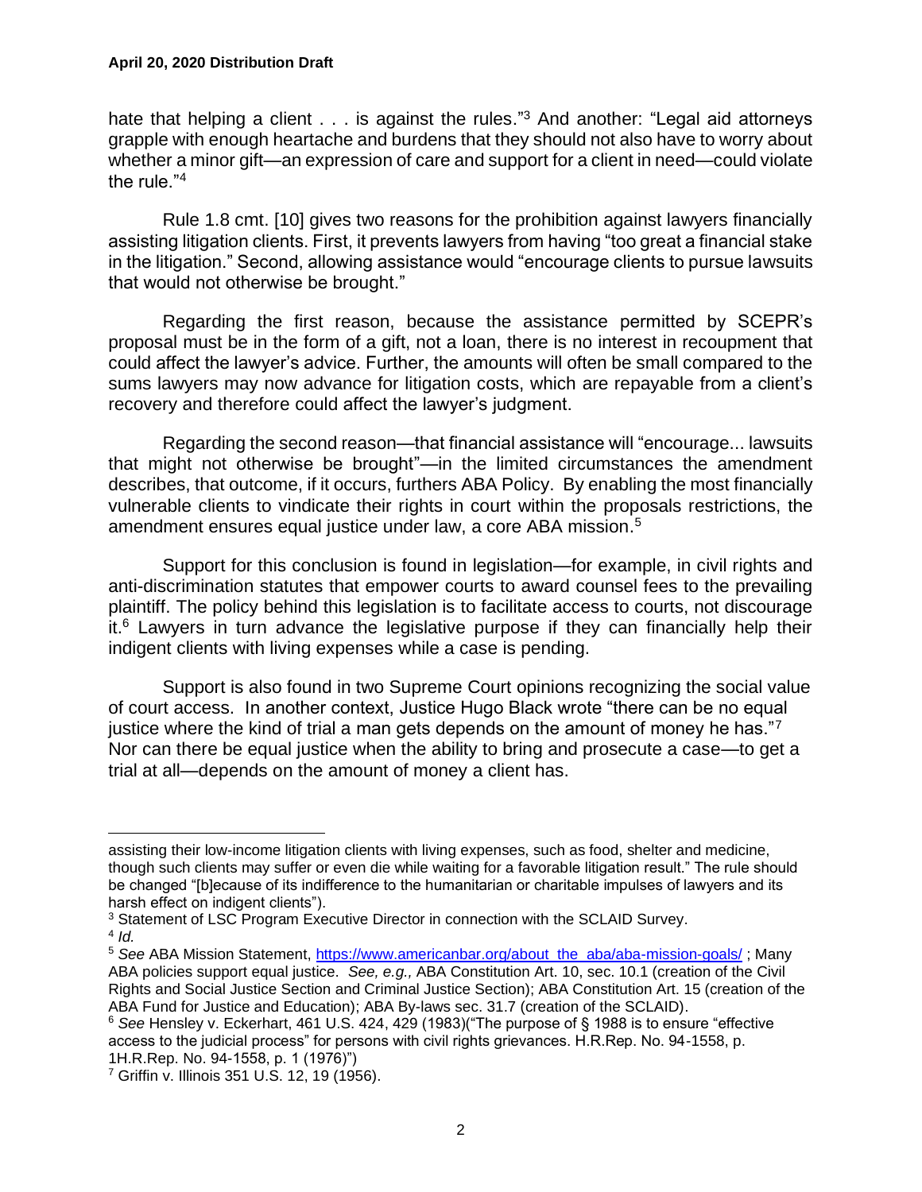hate that helping a client . . . is against the rules."[3] And another: "Legal aid attorneys grapple with enough heartache and burdens that they should not also have to worry about whether a minor gift—an expression of care and support for a client in need—could violate the rule."[4]

Rule 1.8 cmt. [10] gives two reasons for the prohibition against lawyers financially assisting litigation clients. First, it prevents lawyers from having "too great a financial stake in the litigation." Second, allowing assistance would "encourage clients to pursue lawsuits that would not otherwise be brought."

Regarding the first reason, because the assistance permitted by SCEPR's proposal must be in the form of a gift, not a loan, there is no interest in recoupment that could affect the lawyer's advice. Further, the amounts will often be small compared to the sums lawyers may now advance for litigation costs, which are repayable from a client's recovery and therefore could affect the lawyer's judgment.

Regarding the second reason—that financial assistance will "encourage... lawsuits that might not otherwise be brought"—in the limited circumstances the amendment describes, that outcome, if it occurs, furthers ABA Policy. By enabling the most financially vulnerable clients to vindicate their rights in court within the proposals restrictions, the amendment ensures equal justice under law, a core ABA mission.[5]

Support for this conclusion is found in legislation—for example, in civil rights and anti-discrimination statutes that empower courts to award counsel fees to the prevailing plaintiff. The policy behind this legislation is to facilitate access to courts, not discourage it.[6] Lawyers in turn advance the legislative purpose if they can financially help their indigent clients with living expenses while a case is pending.

Support is also found in two Supreme Court opinions recognizing the social value of court access. In another context, Justice Hugo Black wrote "there can be no equal justice where the kind of trial a man gets depends on the amount of money he has."[7] Nor can there be equal justice when the ability to bring and prosecute a case—to get a trial at all—depends on the amount of money a client has.

---

assisting their low-income litigation clients with living expenses, such as food, shelter and medicine, though such clients may suffer or even die while waiting for a favorable litigation result." The rule should be changed "[b]ecause of its indifference to the humanitarian or charitable impulses of lawyers and its harsh effect on indigent clients").

[3] Statement of LSC Program Executive Director in connection with the SCLAID Survey.

[4] *Id.*

[5] *See* ABA Mission Statement, https://www.americanbar.org/about_the_aba/aba-mission-goals/ ; Many ABA policies support equal justice. *See, e.g.,* ABA Constitution Art. 10, sec. 10.1 (creation of the Civil Rights and Social Justice Section and Criminal Justice Section); ABA Constitution Art. 15 (creation of the ABA Fund for Justice and Education); ABA By-laws sec. 31.7 (creation of the SCLAID).

[6] *See* Hensley v. Eckerhart, 461 U.S. 424, 429 (1983)("The purpose of § 1988 is to ensure "effective access to the judicial process" for persons with civil rights grievances. H.R.Rep. No. 94-1558, p. 1H.R.Rep. No. 94-1558, p. 1 (1976)")

[7] Griffin v. Illinois 351 U.S. 12, 19 (1956).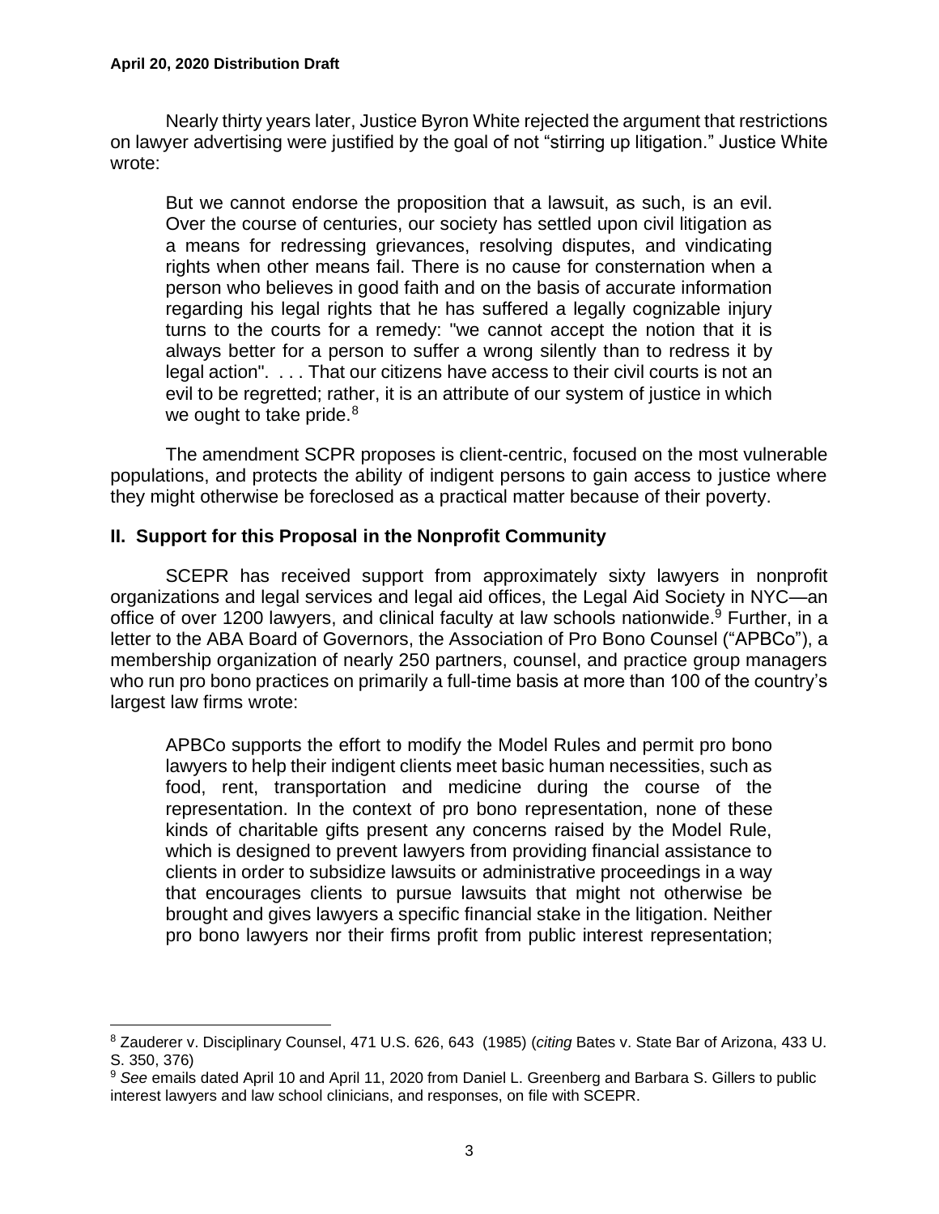Nearly thirty years later, Justice Byron White rejected the argument that restrictions on lawyer advertising were justified by the goal of not "stirring up litigation." Justice White wrote:

> But we cannot endorse the proposition that a lawsuit, as such, is an evil. Over the course of centuries, our society has settled upon civil litigation as a means for redressing grievances, resolving disputes, and vindicating rights when other means fail. There is no cause for consternation when a person who believes in good faith and on the basis of accurate information regarding his legal rights that he has suffered a legally cognizable injury turns to the courts for a remedy: "we cannot accept the notion that it is always better for a person to suffer a wrong silently than to redress it by legal action". . . . That our citizens have access to their civil courts is not an evil to be regretted; rather, it is an attribute of our system of justice in which we ought to take pride.[8]

The amendment SCPR proposes is client-centric, focused on the most vulnerable populations, and protects the ability of indigent persons to gain access to justice where they might otherwise be foreclosed as a practical matter because of their poverty.

## II. Support for this Proposal in the Nonprofit Community

SCEPR has received support from approximately sixty lawyers in nonprofit organizations and legal services and legal aid offices, the Legal Aid Society in NYC—an office of over 1200 lawyers, and clinical faculty at law schools nationwide.[9] Further, in a letter to the ABA Board of Governors, the Association of Pro Bono Counsel ("APBCo"), a membership organization of nearly 250 partners, counsel, and practice group managers who run pro bono practices on primarily a full-time basis at more than 100 of the country's largest law firms wrote:

> APBCo supports the effort to modify the Model Rules and permit pro bono lawyers to help their indigent clients meet basic human necessities, such as food, rent, transportation and medicine during the course of the representation. In the context of pro bono representation, none of these kinds of charitable gifts present any concerns raised by the Model Rule, which is designed to prevent lawyers from providing financial assistance to clients in order to subsidize lawsuits or administrative proceedings in a way that encourages clients to pursue lawsuits that might not otherwise be brought and gives lawyers a specific financial stake in the litigation. Neither pro bono lawyers nor their firms profit from public interest representation;

---

[8] Zauderer v. Disciplinary Counsel, 471 U.S. 626, 643 (1985) (*citing* Bates v. State Bar of Arizona, 433 U. S. 350, 376)

[9] *See* emails dated April 10 and April 11, 2020 from Daniel L. Greenberg and Barbara S. Gillers to public interest lawyers and law school clinicians, and responses, on file with SCEPR.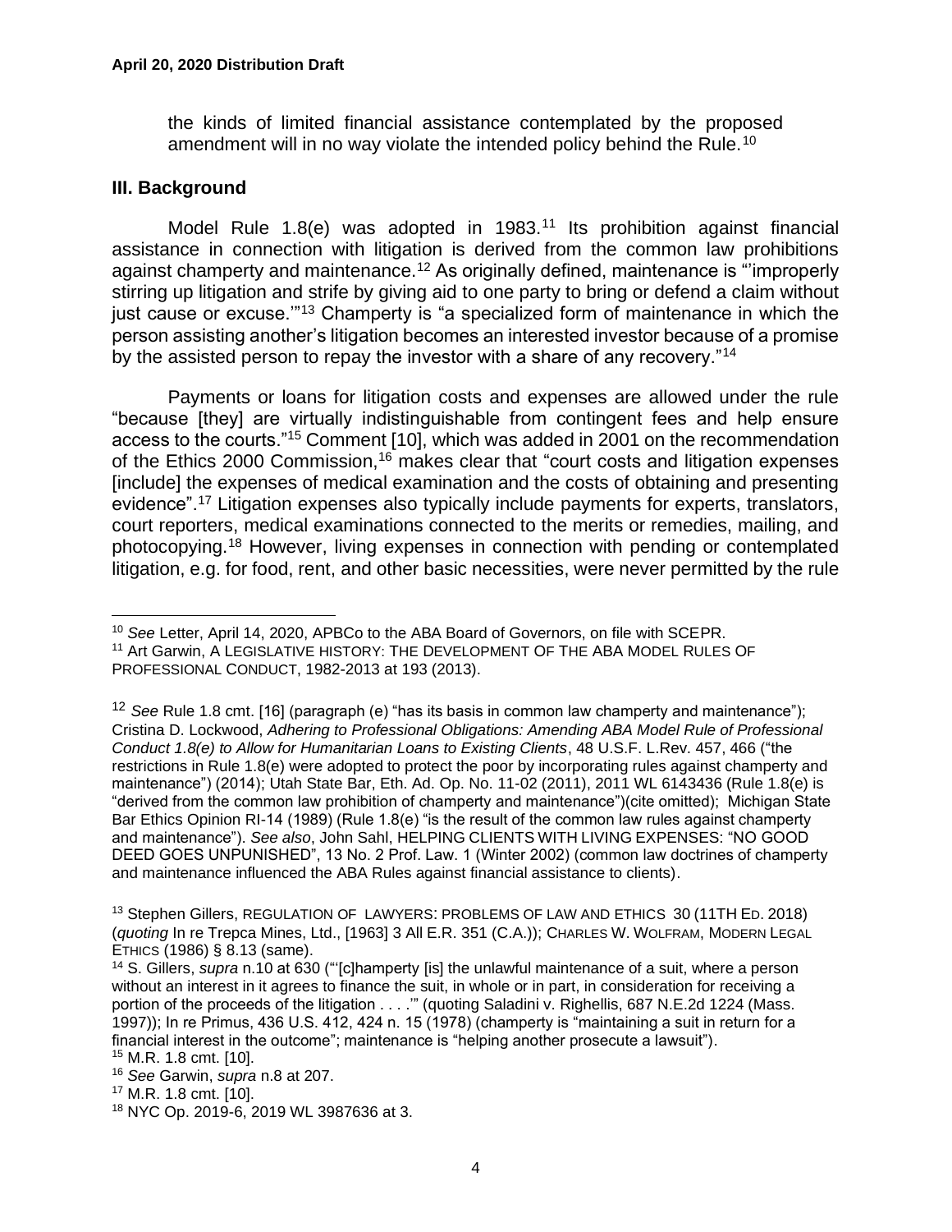the kinds of limited financial assistance contemplated by the proposed amendment will in no way violate the intended policy behind the Rule.[10]

## III. Background

Model Rule 1.8(e) was adopted in 1983.[11] Its prohibition against financial assistance in connection with litigation is derived from the common law prohibitions against champerty and maintenance.[12] As originally defined, maintenance is "'improperly stirring up litigation and strife by giving aid to one party to bring or defend a claim without just cause or excuse.'"[13] Champerty is "a specialized form of maintenance in which the person assisting another's litigation becomes an interested investor because of a promise by the assisted person to repay the investor with a share of any recovery."[14]

Payments or loans for litigation costs and expenses are allowed under the rule "because [they] are virtually indistinguishable from contingent fees and help ensure access to the courts."[15] Comment [10], which was added in 2001 on the recommendation of the Ethics 2000 Commission,[16] makes clear that "court costs and litigation expenses [include] the expenses of medical examination and the costs of obtaining and presenting evidence".[17] Litigation expenses also typically include payments for experts, translators, court reporters, medical examinations connected to the merits or remedies, mailing, and photocopying.[18] However, living expenses in connection with pending or contemplated litigation, e.g. for food, rent, and other basic necessities, were never permitted by the rule

---

[10] *See* Letter, April 14, 2020, APBCo to the ABA Board of Governors, on file with SCEPR.

[11] Art Garwin, A LEGISLATIVE HISTORY: THE DEVELOPMENT OF THE ABA MODEL RULES OF PROFESSIONAL CONDUCT, 1982-2013 at 193 (2013).

[12] *See* Rule 1.8 cmt. [16] (paragraph (e) "has its basis in common law champerty and maintenance"); Cristina D. Lockwood, *Adhering to Professional Obligations: Amending ABA Model Rule of Professional Conduct 1.8(e) to Allow for Humanitarian Loans to Existing Clients*, 48 U.S.F. L.Rev. 457, 466 ("the restrictions in Rule 1.8(e) were adopted to protect the poor by incorporating rules against champerty and maintenance") (2014); Utah State Bar, Eth. Ad. Op. No. 11-02 (2011), 2011 WL 6143436 (Rule 1.8(e) is "derived from the common law prohibition of champerty and maintenance")(cite omitted); Michigan State Bar Ethics Opinion RI-14 (1989) (Rule 1.8(e) "is the result of the common law rules against champerty and maintenance"). *See also*, John Sahl, HELPING CLIENTS WITH LIVING EXPENSES: "NO GOOD DEED GOES UNPUNISHED", 13 No. 2 Prof. Law. 1 (Winter 2002) (common law doctrines of champerty and maintenance influenced the ABA Rules against financial assistance to clients).

[13] Stephen Gillers, REGULATION OF LAWYERS: PROBLEMS OF LAW AND ETHICS 30 (11TH ED. 2018) (*quoting* In re Trepca Mines, Ltd., [1963] 3 All E.R. 351 (C.A.)); CHARLES W. WOLFRAM, MODERN LEGAL ETHICS (1986) § 8.13 (same).

[14] S. Gillers, *supra* n.10 at 630 ("'[c]hamperty [is] the unlawful maintenance of a suit, where a person without an interest in it agrees to finance the suit, in whole or in part, in consideration for receiving a portion of the proceeds of the litigation . . . .'" (quoting Saladini v. Righellis, 687 N.E.2d 1224 (Mass. 1997)); In re Primus, 436 U.S. 412, 424 n. 15 (1978) (champerty is "maintaining a suit in return for a financial interest in the outcome"; maintenance is "helping another prosecute a lawsuit").

[15] M.R. 1.8 cmt. [10].

[16] *See* Garwin, *supra* n.8 at 207.

[17] M.R. 1.8 cmt. [10].

[18] NYC Op. 2019-6, 2019 WL 3987636 at 3.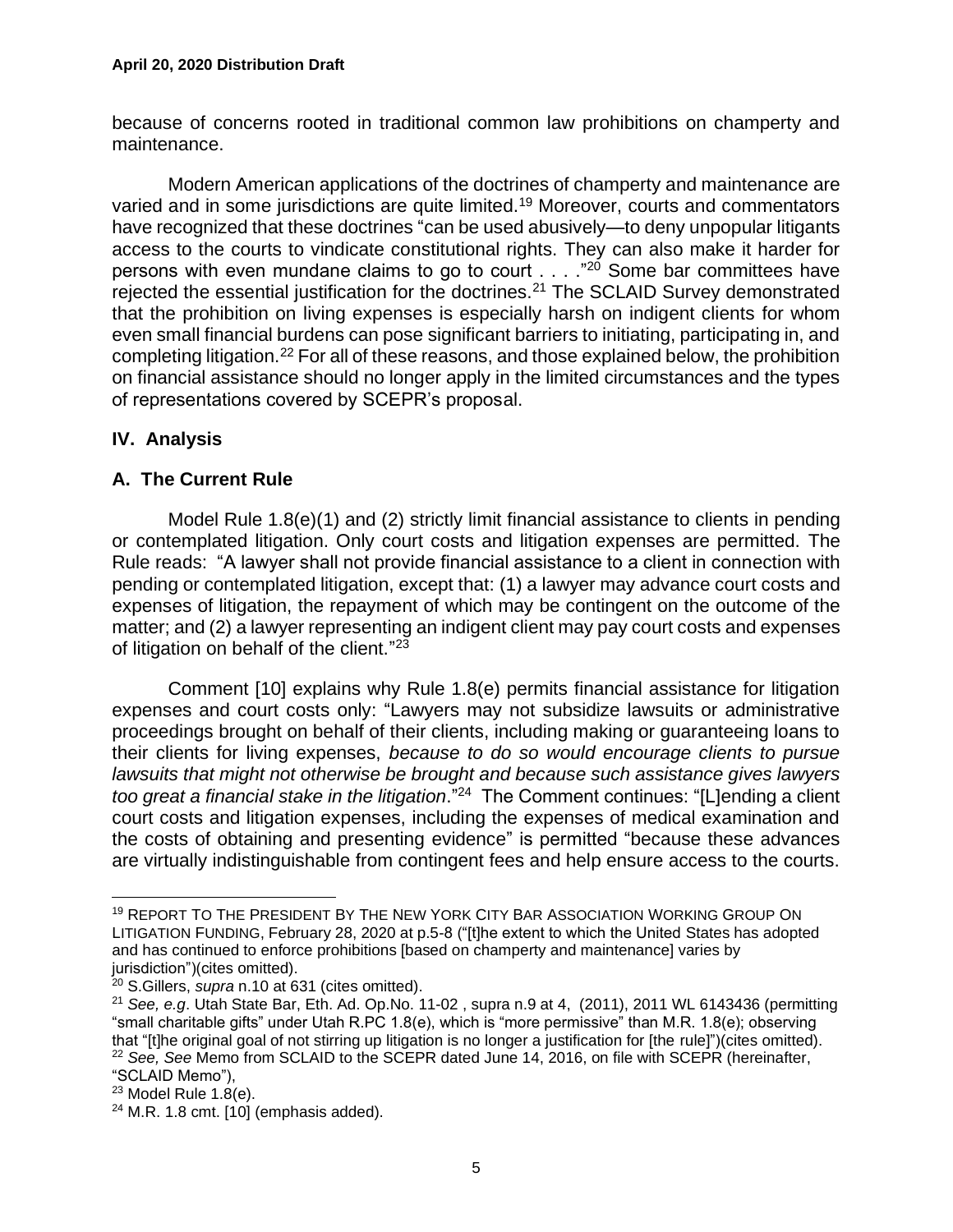because of concerns rooted in traditional common law prohibitions on champerty and maintenance.

Modern American applications of the doctrines of champerty and maintenance are varied and in some jurisdictions are quite limited.[19] Moreover, courts and commentators have recognized that these doctrines "can be used abusively—to deny unpopular litigants access to the courts to vindicate constitutional rights. They can also make it harder for persons with even mundane claims to go to court . . . ."[20] Some bar committees have rejected the essential justification for the doctrines.[21] The SCLAID Survey demonstrated that the prohibition on living expenses is especially harsh on indigent clients for whom even small financial burdens can pose significant barriers to initiating, participating in, and completing litigation.[22] For all of these reasons, and those explained below, the prohibition on financial assistance should no longer apply in the limited circumstances and the types of representations covered by SCEPR's proposal.

## IV. Analysis

### A. The Current Rule

Model Rule 1.8(e)(1) and (2) strictly limit financial assistance to clients in pending or contemplated litigation. Only court costs and litigation expenses are permitted. The Rule reads: "A lawyer shall not provide financial assistance to a client in connection with pending or contemplated litigation, except that: (1) a lawyer may advance court costs and expenses of litigation, the repayment of which may be contingent on the outcome of the matter; and (2) a lawyer representing an indigent client may pay court costs and expenses of litigation on behalf of the client."[23]

Comment [10] explains why Rule 1.8(e) permits financial assistance for litigation expenses and court costs only: "Lawyers may not subsidize lawsuits or administrative proceedings brought on behalf of their clients, including making or guaranteeing loans to their clients for living expenses, *because to do so would encourage clients to pursue lawsuits that might not otherwise be brought and because such assistance gives lawyers too great a financial stake in the litigation*."[24] The Comment continues: "[L]ending a client court costs and litigation expenses, including the expenses of medical examination and the costs of obtaining and presenting evidence" is permitted "because these advances are virtually indistinguishable from contingent fees and help ensure access to the courts.

---

[19] REPORT TO THE PRESIDENT BY THE NEW YORK CITY BAR ASSOCIATION WORKING GROUP ON LITIGATION FUNDING, February 28, 2020 at p.5-8 ("[t]he extent to which the United States has adopted and has continued to enforce prohibitions [based on champerty and maintenance] varies by jurisdiction")(cites omitted).

[20] S.Gillers, *supra* n.10 at 631 (cites omitted).

[21] *See, e.g*. Utah State Bar, Eth. Ad. Op.No. 11-02 , supra n.9 at 4, (2011), 2011 WL 6143436 (permitting "small charitable gifts" under Utah R.PC 1.8(e), which is "more permissive" than M.R. 1.8(e); observing that "[t]he original goal of not stirring up litigation is no longer a justification for [the rule]")(cites omitted).

[22] *See, See* Memo from SCLAID to the SCEPR dated June 14, 2016, on file with SCEPR (hereinafter, "SCLAID Memo"),

[23] Model Rule 1.8(e).

[24] M.R. 1.8 cmt. [10] (emphasis added).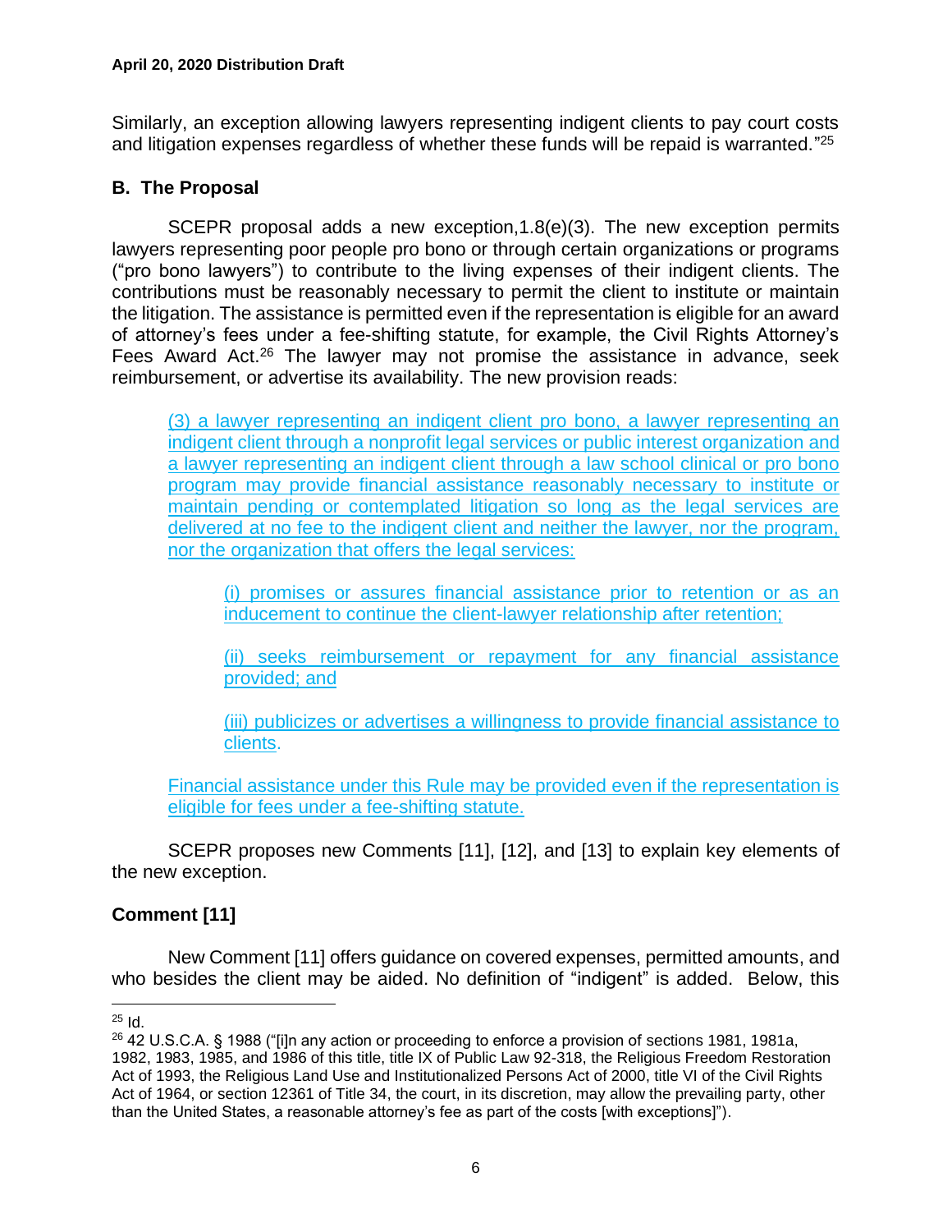Similarly, an exception allowing lawyers representing indigent clients to pay court costs and litigation expenses regardless of whether these funds will be repaid is warranted."[25]

## B. The Proposal

SCEPR proposal adds a new exception,1.8(e)(3). The new exception permits lawyers representing poor people pro bono or through certain organizations or programs ("pro bono lawyers") to contribute to the living expenses of their indigent clients. The contributions must be reasonably necessary to permit the client to institute or maintain the litigation. The assistance is permitted even if the representation is eligible for an award of attorney's fees under a fee-shifting statute, for example, the Civil Rights Attorney's Fees Award Act.[26] The lawyer may not promise the assistance in advance, seek reimbursement, or advertise its availability. The new provision reads:

> (3) a lawyer representing an indigent client pro bono, a lawyer representing an indigent client through a nonprofit legal services or public interest organization and a lawyer representing an indigent client through a law school clinical or pro bono program may provide financial assistance reasonably necessary to institute or maintain pending or contemplated litigation so long as the legal services are delivered at no fee to the indigent client and neither the lawyer, nor the program, nor the organization that offers the legal services:
>
> > (i) promises or assures financial assistance prior to retention or as an inducement to continue the client-lawyer relationship after retention;
> >
> > (ii) seeks reimbursement or repayment for any financial assistance provided; and
> >
> > (iii) publicizes or advertises a willingness to provide financial assistance to clients.
>
> Financial assistance under this Rule may be provided even if the representation is eligible for fees under a fee-shifting statute.

SCEPR proposes new Comments [11], [12], and [13] to explain key elements of the new exception.

### Comment [11]

New Comment [11] offers guidance on covered expenses, permitted amounts, and who besides the client may be aided. No definition of "indigent" is added. Below, this

---

[25] Id.

[26] 42 U.S.C.A. § 1988 ("[i]n any action or proceeding to enforce a provision of sections 1981, 1981a, 1982, 1983, 1985, and 1986 of this title, title IX of Public Law 92-318, the Religious Freedom Restoration Act of 1993, the Religious Land Use and Institutionalized Persons Act of 2000, title VI of the Civil Rights Act of 1964, or section 12361 of Title 34, the court, in its discretion, may allow the prevailing party, other than the United States, a reasonable attorney's fee as part of the costs [with exceptions]").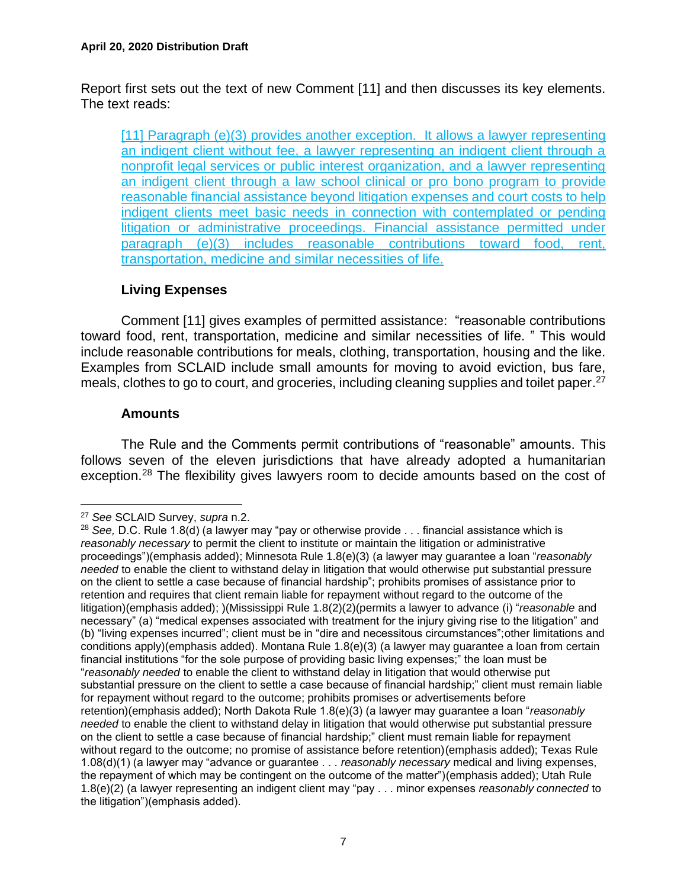Report first sets out the text of new Comment [11] and then discusses its key elements. The text reads:

> [11] Paragraph (e)(3) provides another exception. It allows a lawyer representing an indigent client without fee, a lawyer representing an indigent client through a nonprofit legal services or public interest organization, and a lawyer representing an indigent client through a law school clinical or pro bono program to provide reasonable financial assistance beyond litigation expenses and court costs to help indigent clients meet basic needs in connection with contemplated or pending litigation or administrative proceedings. Financial assistance permitted under paragraph (e)(3) includes reasonable contributions toward food, rent, transportation, medicine and similar necessities of life.

### Living Expenses

Comment [11] gives examples of permitted assistance: "reasonable contributions toward food, rent, transportation, medicine and similar necessities of life. " This would include reasonable contributions for meals, clothing, transportation, housing and the like. Examples from SCLAID include small amounts for moving to avoid eviction, bus fare, meals, clothes to go to court, and groceries, including cleaning supplies and toilet paper.[27]

### Amounts

The Rule and the Comments permit contributions of "reasonable" amounts. This follows seven of the eleven jurisdictions that have already adopted a humanitarian exception.[28] The flexibility gives lawyers room to decide amounts based on the cost of

---

[27] *See* SCLAID Survey, *supra* n.2.

[28] *See,* D.C. Rule 1.8(d) (a lawyer may "pay or otherwise provide . . . financial assistance which is *reasonably necessary* to permit the client to institute or maintain the litigation or administrative proceedings")(emphasis added); Minnesota Rule 1.8(e)(3) (a lawyer may guarantee a loan "*reasonably needed* to enable the client to withstand delay in litigation that would otherwise put substantial pressure on the client to settle a case because of financial hardship"; prohibits promises of assistance prior to retention and requires that client remain liable for repayment without regard to the outcome of the litigation)(emphasis added); )(Mississippi Rule 1.8(2)(2)(permits a lawyer to advance (i) "*reasonable* and necessary" (a) "medical expenses associated with treatment for the injury giving rise to the litigation" and (b) "living expenses incurred"; client must be in "dire and necessitous circumstances";other limitations and conditions apply)(emphasis added). Montana Rule 1.8(e)(3) (a lawyer may guarantee a loan from certain financial institutions "for the sole purpose of providing basic living expenses;" the loan must be "*reasonably needed* to enable the client to withstand delay in litigation that would otherwise put substantial pressure on the client to settle a case because of financial hardship;" client must remain liable for repayment without regard to the outcome; prohibits promises or advertisements before retention)(emphasis added); North Dakota Rule 1.8(e)(3) (a lawyer may guarantee a loan "*reasonably needed* to enable the client to withstand delay in litigation that would otherwise put substantial pressure on the client to settle a case because of financial hardship;" client must remain liable for repayment without regard to the outcome; no promise of assistance before retention)(emphasis added); Texas Rule 1.08(d)(1) (a lawyer may "advance or guarantee . . . *reasonably necessary* medical and living expenses, the repayment of which may be contingent on the outcome of the matter")(emphasis added); Utah Rule 1.8(e)(2) (a lawyer representing an indigent client may "pay . . . minor expenses *reasonably connected* to the litigation")(emphasis added).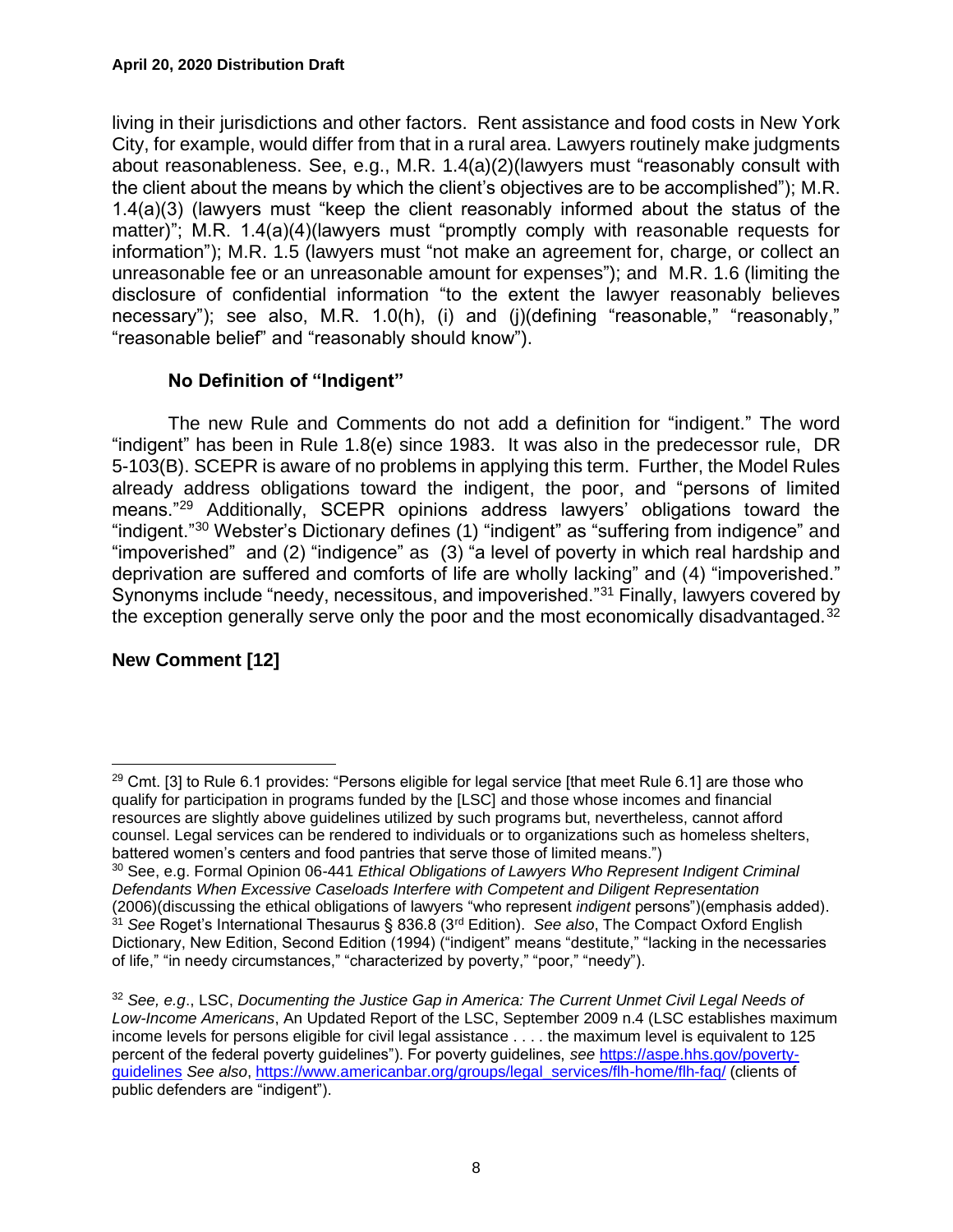living in their jurisdictions and other factors. Rent assistance and food costs in New York City, for example, would differ from that in a rural area. Lawyers routinely make judgments about reasonableness. See, e.g., M.R. 1.4(a)(2)(lawyers must "reasonably consult with the client about the means by which the client's objectives are to be accomplished"); M.R. 1.4(a)(3) (lawyers must "keep the client reasonably informed about the status of the matter)"; M.R. 1.4(a)(4)(lawyers must "promptly comply with reasonable requests for information"); M.R. 1.5 (lawyers must "not make an agreement for, charge, or collect an unreasonable fee or an unreasonable amount for expenses"); and M.R. 1.6 (limiting the disclosure of confidential information "to the extent the lawyer reasonably believes necessary"); see also, M.R. 1.0(h), (i) and (j)(defining "reasonable," "reasonably," "reasonable belief" and "reasonably should know").

### No Definition of "Indigent"

The new Rule and Comments do not add a definition for "indigent." The word "indigent" has been in Rule 1.8(e) since 1983. It was also in the predecessor rule, DR 5-103(B). SCEPR is aware of no problems in applying this term. Further, the Model Rules already address obligations toward the indigent, the poor, and "persons of limited means."[29] Additionally, SCEPR opinions address lawyers' obligations toward the "indigent."[30] Webster's Dictionary defines (1) "indigent" as "suffering from indigence" and "impoverished" and (2) "indigence" as (3) "a level of poverty in which real hardship and deprivation are suffered and comforts of life are wholly lacking" and (4) "impoverished." Synonyms include "needy, necessitous, and impoverished."[31] Finally, lawyers covered by the exception generally serve only the poor and the most economically disadvantaged.[32]

## New Comment [12]

---

[29] Cmt. [3] to Rule 6.1 provides: "Persons eligible for legal service [that meet Rule 6.1] are those who qualify for participation in programs funded by the [LSC] and those whose incomes and financial resources are slightly above guidelines utilized by such programs but, nevertheless, cannot afford counsel. Legal services can be rendered to individuals or to organizations such as homeless shelters, battered women's centers and food pantries that serve those of limited means.")

[30] See, e.g. Formal Opinion 06-441 *Ethical Obligations of Lawyers Who Represent Indigent Criminal Defendants When Excessive Caseloads Interfere with Competent and Diligent Representation* (2006)(discussing the ethical obligations of lawyers "who represent *indigent* persons")(emphasis added).

[31] *See* Roget's International Thesaurus § 836.8 (3rd Edition). *See also*, The Compact Oxford English Dictionary, New Edition, Second Edition (1994) ("indigent" means "destitute," "lacking in the necessaries of life," "in needy circumstances," "characterized by poverty," "poor," "needy").

[32] *See, e.g.*, LSC, *Documenting the Justice Gap in America: The Current Unmet Civil Legal Needs of Low-Income Americans*, An Updated Report of the LSC, September 2009 n.4 (LSC establishes maximum income levels for persons eligible for civil legal assistance . . . . the maximum level is equivalent to 125 percent of the federal poverty guidelines"). For poverty guidelines, *see* https://aspe.hhs.gov/poverty-guidelines *See also*, https://www.americanbar.org/groups/legal_services/flh-home/flh-faq/ (clients of public defenders are "indigent").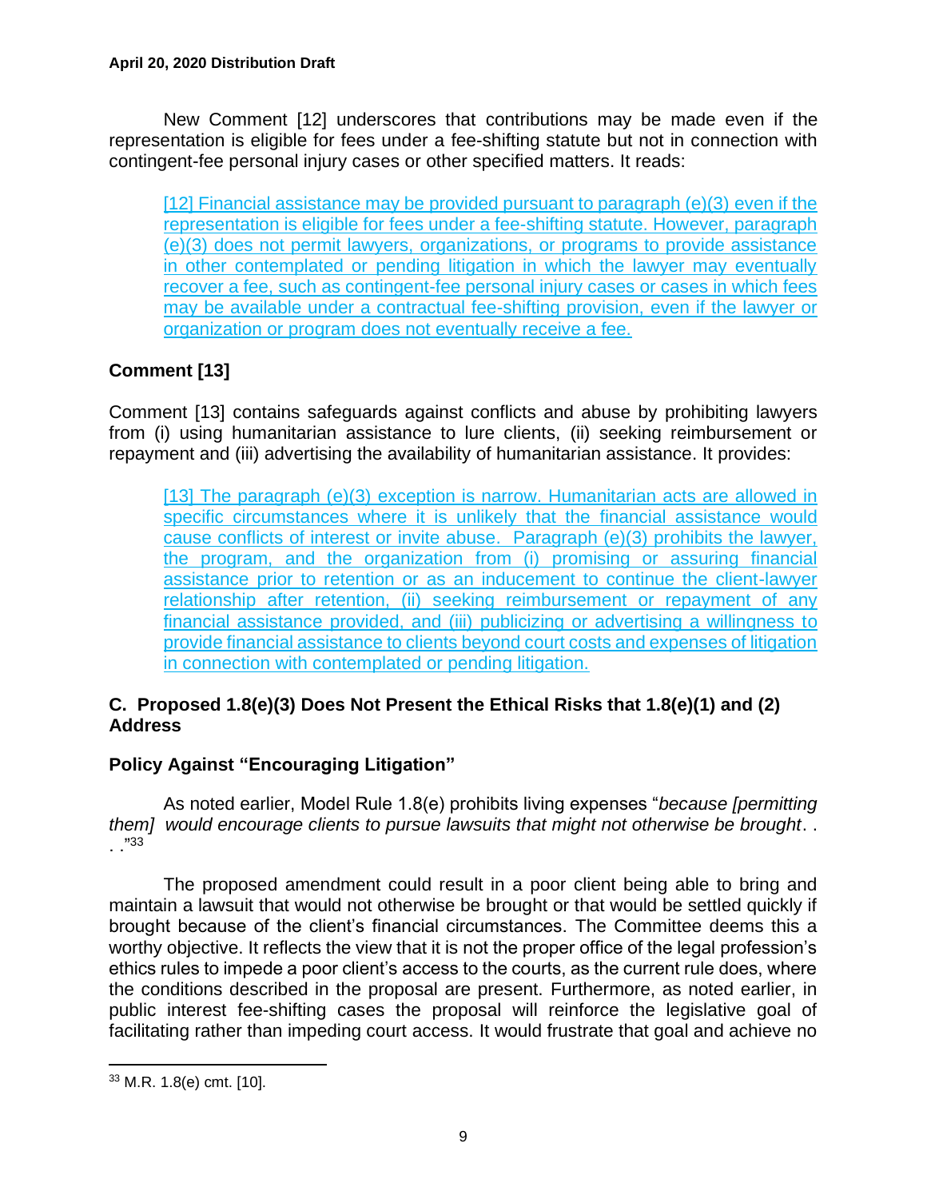New Comment [12] underscores that contributions may be made even if the representation is eligible for fees under a fee-shifting statute but not in connection with contingent-fee personal injury cases or other specified matters. It reads:

> <u>[12] Financial assistance may be provided pursuant to paragraph (e)(3) even if the representation is eligible for fees under a fee-shifting statute. However, paragraph (e)(3) does not permit lawyers, organizations, or programs to provide assistance in other contemplated or pending litigation in which the lawyer may eventually recover a fee, such as contingent-fee personal injury cases or cases in which fees may be available under a contractual fee-shifting provision, even if the lawyer or organization or program does not eventually receive a fee.</u>

## Comment [13]

Comment [13] contains safeguards against conflicts and abuse by prohibiting lawyers from (i) using humanitarian assistance to lure clients, (ii) seeking reimbursement or repayment and (iii) advertising the availability of humanitarian assistance. It provides:

> <u>[13] The paragraph (e)(3) exception is narrow. Humanitarian acts are allowed in specific circumstances where it is unlikely that the financial assistance would cause conflicts of interest or invite abuse. Paragraph (e)(3) prohibits the lawyer, the program, and the organization from (i) promising or assuring financial assistance prior to retention or as an inducement to continue the client-lawyer relationship after retention, (ii) seeking reimbursement or repayment of any financial assistance provided, and (iii) publicizing or advertising a willingness to provide financial assistance to clients beyond court costs and expenses of litigation in connection with contemplated or pending litigation.</u>

## C. Proposed 1.8(e)(3) Does Not Present the Ethical Risks that 1.8(e)(1) and (2) Address

### Policy Against "Encouraging Litigation"

As noted earlier, Model Rule 1.8(e) prohibits living expenses "*because [permitting them] would encourage clients to pursue lawsuits that might not otherwise be brought*. . . ."[33]

The proposed amendment could result in a poor client being able to bring and maintain a lawsuit that would not otherwise be brought or that would be settled quickly if brought because of the client's financial circumstances. The Committee deems this a worthy objective. It reflects the view that it is not the proper office of the legal profession's ethics rules to impede a poor client's access to the courts, as the current rule does, where the conditions described in the proposal are present. Furthermore, as noted earlier, in public interest fee-shifting cases the proposal will reinforce the legislative goal of facilitating rather than impeding court access. It would frustrate that goal and achieve no

[33] M.R. 1.8(e) cmt. [10].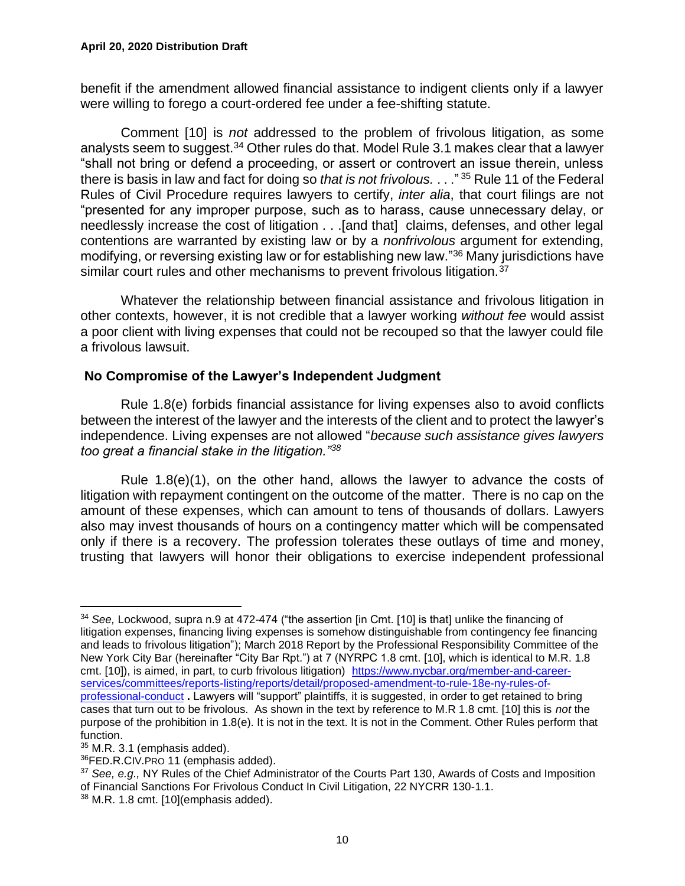benefit if the amendment allowed financial assistance to indigent clients only if a lawyer were willing to forego a court-ordered fee under a fee-shifting statute.

Comment [10] is *not* addressed to the problem of frivolous litigation, as some analysts seem to suggest.[34] Other rules do that. Model Rule 3.1 makes clear that a lawyer "shall not bring or defend a proceeding, or assert or controvert an issue therein, unless there is basis in law and fact for doing so *that is not frivolous.* . . ."[35] Rule 11 of the Federal Rules of Civil Procedure requires lawyers to certify, *inter alia*, that court filings are not "presented for any improper purpose, such as to harass, cause unnecessary delay, or needlessly increase the cost of litigation . . .[and that] claims, defenses, and other legal contentions are warranted by existing law or by a *nonfrivolous* argument for extending, modifying, or reversing existing law or for establishing new law."[36] Many jurisdictions have similar court rules and other mechanisms to prevent frivolous litigation.[37]

Whatever the relationship between financial assistance and frivolous litigation in other contexts, however, it is not credible that a lawyer working *without fee* would assist a poor client with living expenses that could not be recouped so that the lawyer could file a frivolous lawsuit.

## No Compromise of the Lawyer's Independent Judgment

Rule 1.8(e) forbids financial assistance for living expenses also to avoid conflicts between the interest of the lawyer and the interests of the client and to protect the lawyer's independence. Living expenses are not allowed "*because such assistance gives lawyers too great a financial stake in the litigation."*[38]

Rule 1.8(e)(1), on the other hand, allows the lawyer to advance the costs of litigation with repayment contingent on the outcome of the matter. There is no cap on the amount of these expenses, which can amount to tens of thousands of dollars. Lawyers also may invest thousands of hours on a contingency matter which will be compensated only if there is a recovery. The profession tolerates these outlays of time and money, trusting that lawyers will honor their obligations to exercise independent professional

---

[34] *See,* Lockwood, supra n.9 at 472-474 ("the assertion [in Cmt. [10] is that] unlike the financing of litigation expenses, financing living expenses is somehow distinguishable from contingency fee financing and leads to frivolous litigation"); March 2018 Report by the Professional Responsibility Committee of the New York City Bar (hereinafter "City Bar Rpt.") at 7 (NYRPC 1.8 cmt. [10], which is identical to M.R. 1.8 cmt. [10]), is aimed, in part, to curb frivolous litigation) https://www.nycbar.org/member-and-career-services/committees/reports-listing/reports/detail/proposed-amendment-to-rule-18e-ny-rules-of-professional-conduct . Lawyers will "support" plaintiffs, it is suggested, in order to get retained to bring cases that turn out to be frivolous. As shown in the text by reference to M.R 1.8 cmt. [10] this is *not* the purpose of the prohibition in 1.8(e). It is not in the text. It is not in the Comment. Other Rules perform that function.

[35] M.R. 3.1 (emphasis added).

[36] FED.R.CIV.PRO 11 (emphasis added).

[37] *See, e.g.,* NY Rules of the Chief Administrator of the Courts Part 130, Awards of Costs and Imposition of Financial Sanctions For Frivolous Conduct In Civil Litigation, 22 NYCRR 130-1.1.

[38] M.R. 1.8 cmt. [10](emphasis added).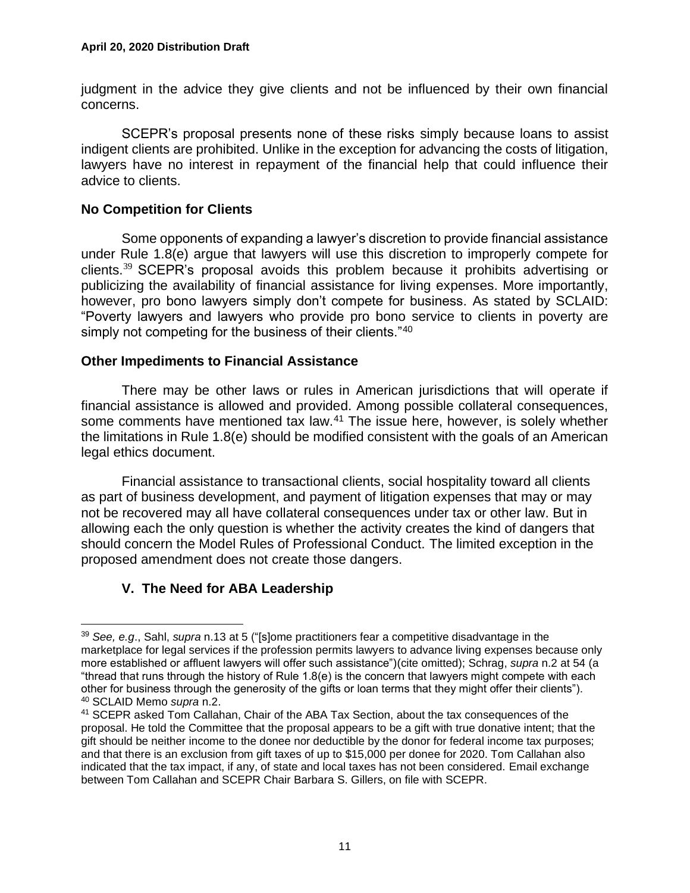judgment in the advice they give clients and not be influenced by their own financial concerns.

SCEPR's proposal presents none of these risks simply because loans to assist indigent clients are prohibited. Unlike in the exception for advancing the costs of litigation, lawyers have no interest in repayment of the financial help that could influence their advice to clients.

### No Competition for Clients

Some opponents of expanding a lawyer's discretion to provide financial assistance under Rule 1.8(e) argue that lawyers will use this discretion to improperly compete for clients.[39] SCEPR's proposal avoids this problem because it prohibits advertising or publicizing the availability of financial assistance for living expenses. More importantly, however, pro bono lawyers simply don't compete for business. As stated by SCLAID: "Poverty lawyers and lawyers who provide pro bono service to clients in poverty are simply not competing for the business of their clients."[40]

### Other Impediments to Financial Assistance

There may be other laws or rules in American jurisdictions that will operate if financial assistance is allowed and provided. Among possible collateral consequences, some comments have mentioned tax law.[41] The issue here, however, is solely whether the limitations in Rule 1.8(e) should be modified consistent with the goals of an American legal ethics document.

Financial assistance to transactional clients, social hospitality toward all clients as part of business development, and payment of litigation expenses that may or may not be recovered may all have collateral consequences under tax or other law. But in allowing each the only question is whether the activity creates the kind of dangers that should concern the Model Rules of Professional Conduct. The limited exception in the proposed amendment does not create those dangers.

## V. The Need for ABA Leadership

---

[39] *See, e.g*., Sahl, *supra* n.13 at 5 ("[s]ome practitioners fear a competitive disadvantage in the marketplace for legal services if the profession permits lawyers to advance living expenses because only more established or affluent lawyers will offer such assistance")(cite omitted); Schrag, *supra* n.2 at 54 (a "thread that runs through the history of Rule 1.8(e) is the concern that lawyers might compete with each other for business through the generosity of the gifts or loan terms that they might offer their clients").

[40] SCLAID Memo *supra* n.2.

[41] SCEPR asked Tom Callahan, Chair of the ABA Tax Section, about the tax consequences of the proposal. He told the Committee that the proposal appears to be a gift with true donative intent; that the gift should be neither income to the donee nor deductible by the donor for federal income tax purposes; and that there is an exclusion from gift taxes of up to $15,000 per donee for 2020. Tom Callahan also indicated that the tax impact, if any, of state and local taxes has not been considered. Email exchange between Tom Callahan and SCEPR Chair Barbara S. Gillers, on file with SCEPR.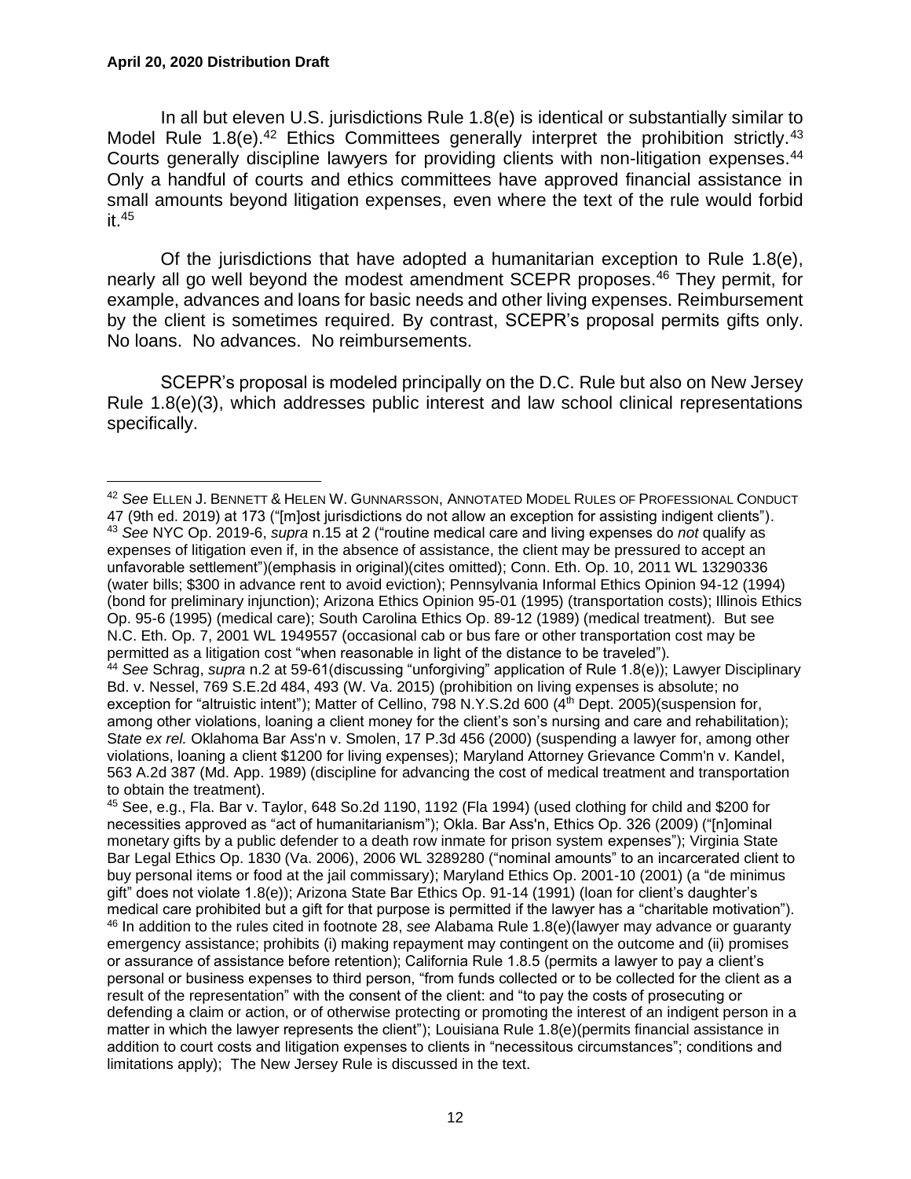In all but eleven U.S. jurisdictions Rule 1.8(e) is identical or substantially similar to Model Rule 1.8(e).[42] Ethics Committees generally interpret the prohibition strictly.[43] Courts generally discipline lawyers for providing clients with non-litigation expenses.[44] Only a handful of courts and ethics committees have approved financial assistance in small amounts beyond litigation expenses, even where the text of the rule would forbid it.[45]

Of the jurisdictions that have adopted a humanitarian exception to Rule 1.8(e), nearly all go well beyond the modest amendment SCEPR proposes.[46] They permit, for example, advances and loans for basic needs and other living expenses. Reimbursement by the client is sometimes required. By contrast, SCEPR's proposal permits gifts only. No loans. No advances. No reimbursements.

SCEPR's proposal is modeled principally on the D.C. Rule but also on New Jersey Rule 1.8(e)(3), which addresses public interest and law school clinical representations specifically.

---

[42] *See* ELLEN J. BENNETT & HELEN W. GUNNARSSON, ANNOTATED MODEL RULES OF PROFESSIONAL CONDUCT 47 (9th ed. 2019) at 173 ("[m]ost jurisdictions do not allow an exception for assisting indigent clients").

[43] *See* NYC Op. 2019-6, *supra* n.15 at 2 ("routine medical care and living expenses do *not* qualify as expenses of litigation even if, in the absence of assistance, the client may be pressured to accept an unfavorable settlement")(emphasis in original)(cites omitted); Conn. Eth. Op. 10, 2011 WL 13290336 (water bills; $300 in advance rent to avoid eviction); Pennsylvania Informal Ethics Opinion 94-12 (1994) (bond for preliminary injunction); Arizona Ethics Opinion 95-01 (1995) (transportation costs); Illinois Ethics Op. 95-6 (1995) (medical care); South Carolina Ethics Op. 89-12 (1989) (medical treatment). But see N.C. Eth. Op. 7, 2001 WL 1949557 (occasional cab or bus fare or other transportation cost may be permitted as a litigation cost "when reasonable in light of the distance to be traveled").

[44] *See* Schrag, *supra* n.2 at 59-61(discussing "unforgiving" application of Rule 1.8(e)); Lawyer Disciplinary Bd. v. Nessel, 769 S.E.2d 484, 493 (W. Va. 2015) (prohibition on living expenses is absolute; no exception for "altruistic intent"); Matter of Cellino, 798 N.Y.S.2d 600 (4th Dept. 2005)(suspension for, among other violations, loaning a client money for the client's son's nursing and care and rehabilitation); S*tate ex rel.* Oklahoma Bar Ass'n v. Smolen, 17 P.3d 456 (2000) (suspending a lawyer for, among other violations, loaning a client $1200 for living expenses); Maryland Attorney Grievance Comm'n v. Kandel, 563 A.2d 387 (Md. App. 1989) (discipline for advancing the cost of medical treatment and transportation to obtain the treatment).

[45] See, e.g., Fla. Bar v. Taylor, 648 So.2d 1190, 1192 (Fla 1994) (used clothing for child and $200 for necessities approved as "act of humanitarianism"); Okla. Bar Ass'n, Ethics Op. 326 (2009) ("[n]ominal monetary gifts by a public defender to a death row inmate for prison system expenses"); Virginia State Bar Legal Ethics Op. 1830 (Va. 2006), 2006 WL 3289280 ("nominal amounts" to an incarcerated client to buy personal items or food at the jail commissary); Maryland Ethics Op. 2001-10 (2001) (a "de minimus gift" does not violate 1.8(e)); Arizona State Bar Ethics Op. 91-14 (1991) (loan for client's daughter's medical care prohibited but a gift for that purpose is permitted if the lawyer has a "charitable motivation").

[46] In addition to the rules cited in footnote 28, *see* Alabama Rule 1.8(e)(lawyer may advance or guaranty emergency assistance; prohibits (i) making repayment may contingent on the outcome and (ii) promises or assurance of assistance before retention); California Rule 1.8.5 (permits a lawyer to pay a client's personal or business expenses to third person, "from funds collected or to be collected for the client as a result of the representation" with the consent of the client: and "to pay the costs of prosecuting or defending a claim or action, or of otherwise protecting or promoting the interest of an indigent person in a matter in which the lawyer represents the client"); Louisiana Rule 1.8(e)(permits financial assistance in addition to court costs and litigation expenses to clients in "necessitous circumstances"; conditions and limitations apply); The New Jersey Rule is discussed in the text.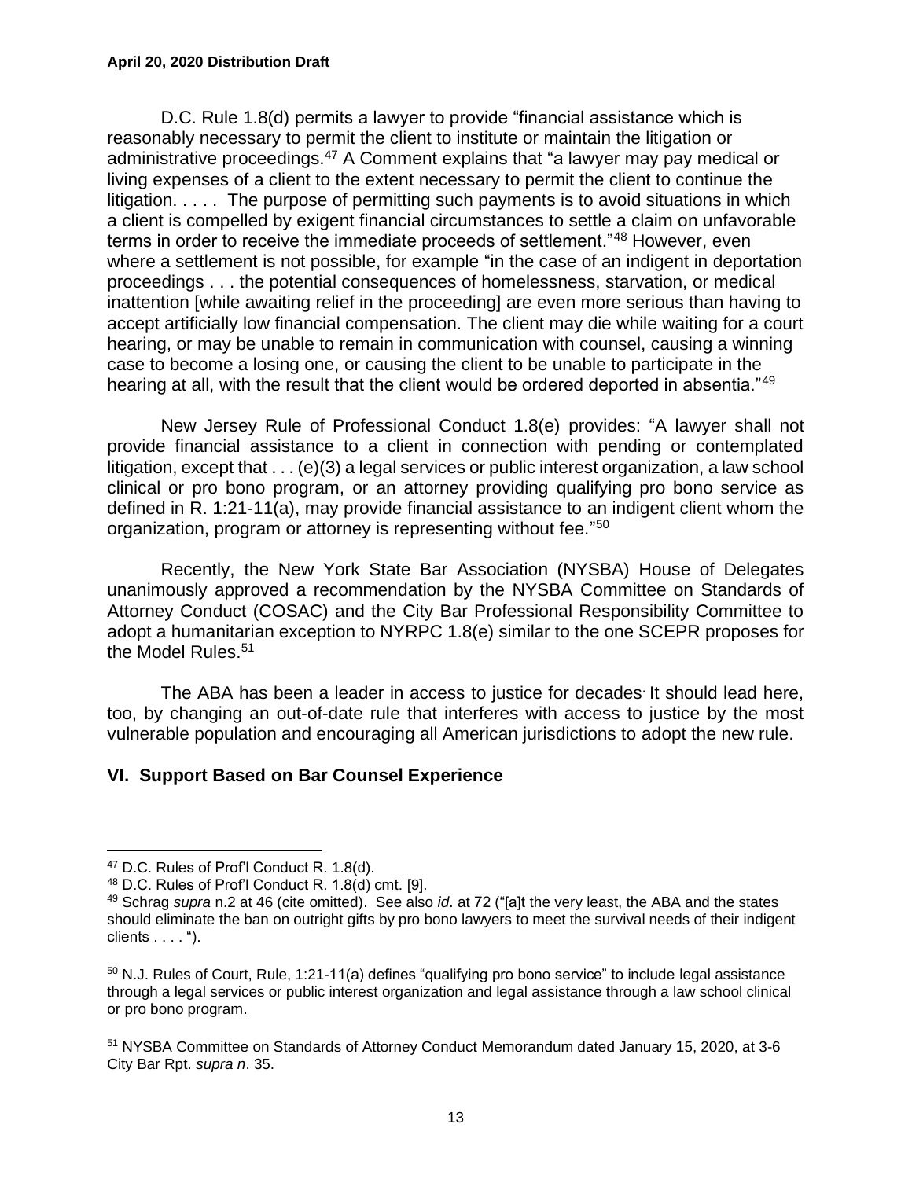D.C. Rule 1.8(d) permits a lawyer to provide "financial assistance which is reasonably necessary to permit the client to institute or maintain the litigation or administrative proceedings.[47] A Comment explains that "a lawyer may pay medical or living expenses of a client to the extent necessary to permit the client to continue the litigation. . . . . The purpose of permitting such payments is to avoid situations in which a client is compelled by exigent financial circumstances to settle a claim on unfavorable terms in order to receive the immediate proceeds of settlement."[48] However, even where a settlement is not possible, for example "in the case of an indigent in deportation proceedings . . . the potential consequences of homelessness, starvation, or medical inattention [while awaiting relief in the proceeding] are even more serious than having to accept artificially low financial compensation. The client may die while waiting for a court hearing, or may be unable to remain in communication with counsel, causing a winning case to become a losing one, or causing the client to be unable to participate in the hearing at all, with the result that the client would be ordered deported in absentia."[49]

New Jersey Rule of Professional Conduct 1.8(e) provides: "A lawyer shall not provide financial assistance to a client in connection with pending or contemplated litigation, except that . . . (e)(3) a legal services or public interest organization, a law school clinical or pro bono program, or an attorney providing qualifying pro bono service as defined in R. 1:21-11(a), may provide financial assistance to an indigent client whom the organization, program or attorney is representing without fee."[50]

Recently, the New York State Bar Association (NYSBA) House of Delegates unanimously approved a recommendation by the NYSBA Committee on Standards of Attorney Conduct (COSAC) and the City Bar Professional Responsibility Committee to adopt a humanitarian exception to NYRPC 1.8(e) similar to the one SCEPR proposes for the Model Rules.[51]

The ABA has been a leader in access to justice for decades. It should lead here, too, by changing an out-of-date rule that interferes with access to justice by the most vulnerable population and encouraging all American jurisdictions to adopt the new rule.

## VI. Support Based on Bar Counsel Experience

---

[47] D.C. Rules of Prof'l Conduct R. 1.8(d).

[48] D.C. Rules of Prof'l Conduct R. 1.8(d) cmt. [9].

[49] Schrag *supra* n.2 at 46 (cite omitted). See also *id*. at 72 ("[a]t the very least, the ABA and the states should eliminate the ban on outright gifts by pro bono lawyers to meet the survival needs of their indigent clients . . . . ").

[50] N.J. Rules of Court, Rule, 1:21-11(a) defines "qualifying pro bono service" to include legal assistance through a legal services or public interest organization and legal assistance through a law school clinical or pro bono program.

[51] NYSBA Committee on Standards of Attorney Conduct Memorandum dated January 15, 2020, at 3-6 City Bar Rpt. *supra n*. 35.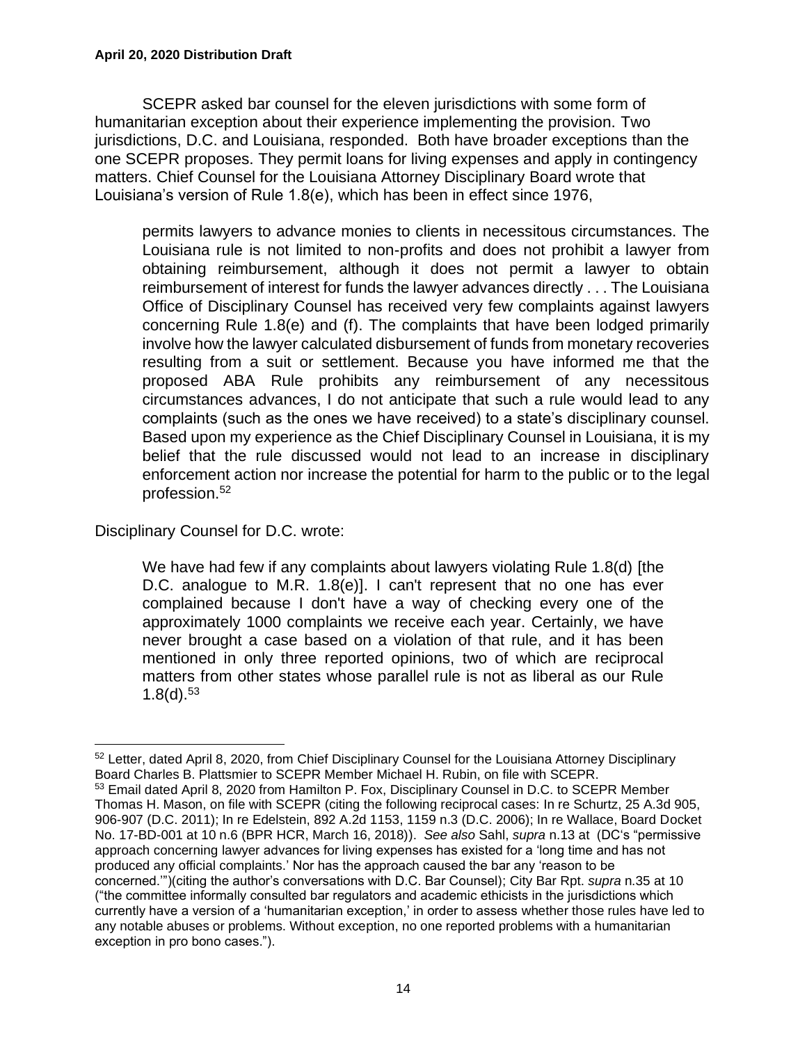SCEPR asked bar counsel for the eleven jurisdictions with some form of humanitarian exception about their experience implementing the provision. Two jurisdictions, D.C. and Louisiana, responded. Both have broader exceptions than the one SCEPR proposes. They permit loans for living expenses and apply in contingency matters. Chief Counsel for the Louisiana Attorney Disciplinary Board wrote that Louisiana's version of Rule 1.8(e), which has been in effect since 1976,

> permits lawyers to advance monies to clients in necessitous circumstances. The Louisiana rule is not limited to non-profits and does not prohibit a lawyer from obtaining reimbursement, although it does not permit a lawyer to obtain reimbursement of interest for funds the lawyer advances directly . . . The Louisiana Office of Disciplinary Counsel has received very few complaints against lawyers concerning Rule 1.8(e) and (f). The complaints that have been lodged primarily involve how the lawyer calculated disbursement of funds from monetary recoveries resulting from a suit or settlement. Because you have informed me that the proposed ABA Rule prohibits any reimbursement of any necessitous circumstances advances, I do not anticipate that such a rule would lead to any complaints (such as the ones we have received) to a state's disciplinary counsel. Based upon my experience as the Chief Disciplinary Counsel in Louisiana, it is my belief that the rule discussed would not lead to an increase in disciplinary enforcement action nor increase the potential for harm to the public or to the legal profession.[52]

Disciplinary Counsel for D.C. wrote:

> We have had few if any complaints about lawyers violating Rule 1.8(d) [the D.C. analogue to M.R. 1.8(e)]. I can't represent that no one has ever complained because I don't have a way of checking every one of the approximately 1000 complaints we receive each year. Certainly, we have never brought a case based on a violation of that rule, and it has been mentioned in only three reported opinions, two of which are reciprocal matters from other states whose parallel rule is not as liberal as our Rule 1.8(d).[53]

---

[52] Letter, dated April 8, 2020, from Chief Disciplinary Counsel for the Louisiana Attorney Disciplinary Board Charles B. Plattsmier to SCEPR Member Michael H. Rubin, on file with SCEPR.

[53] Email dated April 8, 2020 from Hamilton P. Fox, Disciplinary Counsel in D.C. to SCEPR Member Thomas H. Mason, on file with SCEPR (citing the following reciprocal cases: In re Schurtz, 25 A.3d 905, 906-907 (D.C. 2011); In re Edelstein, 892 A.2d 1153, 1159 n.3 (D.C. 2006); In re Wallace, Board Docket No. 17-BD-001 at 10 n.6 (BPR HCR, March 16, 2018)). *See also* Sahl, *supra* n.13 at (DC's "permissive approach concerning lawyer advances for living expenses has existed for a 'long time and has not produced any official complaints.' Nor has the approach caused the bar any 'reason to be concerned.'")(citing the author's conversations with D.C. Bar Counsel); City Bar Rpt. *supra* n.35 at 10 ("the committee informally consulted bar regulators and academic ethicists in the jurisdictions which currently have a version of a 'humanitarian exception,' in order to assess whether those rules have led to any notable abuses or problems. Without exception, no one reported problems with a humanitarian exception in pro bono cases.").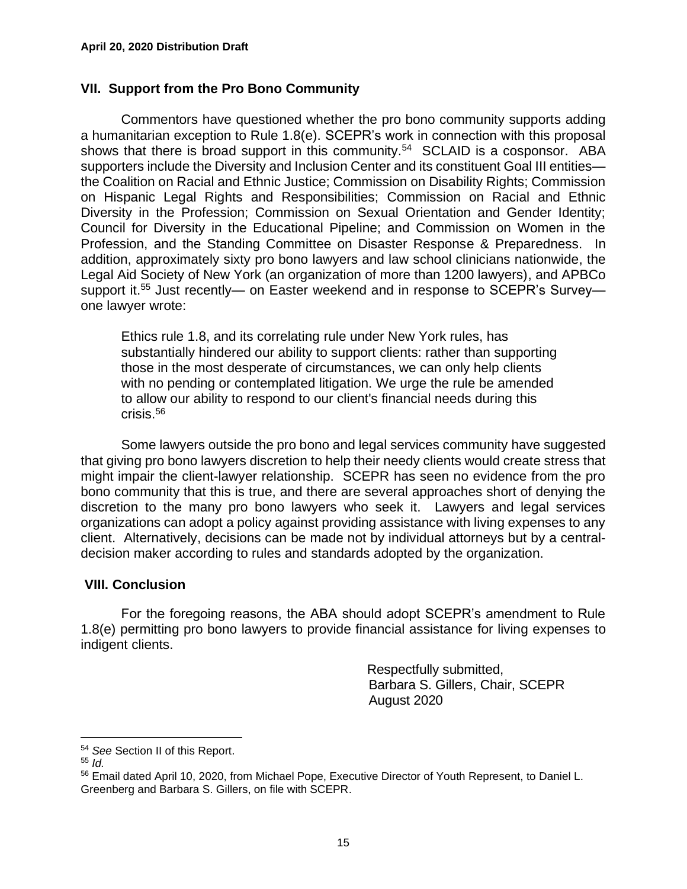## VII. Support from the Pro Bono Community

Commentors have questioned whether the pro bono community supports adding a humanitarian exception to Rule 1.8(e). SCEPR's work in connection with this proposal shows that there is broad support in this community.[54] SCLAID is a cosponsor. ABA supporters include the Diversity and Inclusion Center and its constituent Goal III entities—the Coalition on Racial and Ethnic Justice; Commission on Disability Rights; Commission on Hispanic Legal Rights and Responsibilities; Commission on Racial and Ethnic Diversity in the Profession; Commission on Sexual Orientation and Gender Identity; Council for Diversity in the Educational Pipeline; and Commission on Women in the Profession, and the Standing Committee on Disaster Response & Preparedness. In addition, approximately sixty pro bono lawyers and law school clinicians nationwide, the Legal Aid Society of New York (an organization of more than 1200 lawyers), and APBCo support it.[55] Just recently— on Easter weekend and in response to SCEPR's Survey—one lawyer wrote:

> Ethics rule 1.8, and its correlating rule under New York rules, has substantially hindered our ability to support clients: rather than supporting those in the most desperate of circumstances, we can only help clients with no pending or contemplated litigation. We urge the rule be amended to allow our ability to respond to our client's financial needs during this crisis.[56]

Some lawyers outside the pro bono and legal services community have suggested that giving pro bono lawyers discretion to help their needy clients would create stress that might impair the client-lawyer relationship. SCEPR has seen no evidence from the pro bono community that this is true, and there are several approaches short of denying the discretion to the many pro bono lawyers who seek it. Lawyers and legal services organizations can adopt a policy against providing assistance with living expenses to any client. Alternatively, decisions can be made not by individual attorneys but by a central-decision maker according to rules and standards adopted by the organization.

## VIII. Conclusion

For the foregoing reasons, the ABA should adopt SCEPR's amendment to Rule 1.8(e) permitting pro bono lawyers to provide financial assistance for living expenses to indigent clients.

Respectfully submitted,
Barbara S. Gillers, Chair, SCEPR
August 2020

---

[54] *See* Section II of this Report.

[55] *Id.*

[56] Email dated April 10, 2020, from Michael Pope, Executive Director of Youth Represent, to Daniel L. Greenberg and Barbara S. Gillers, on file with SCEPR.